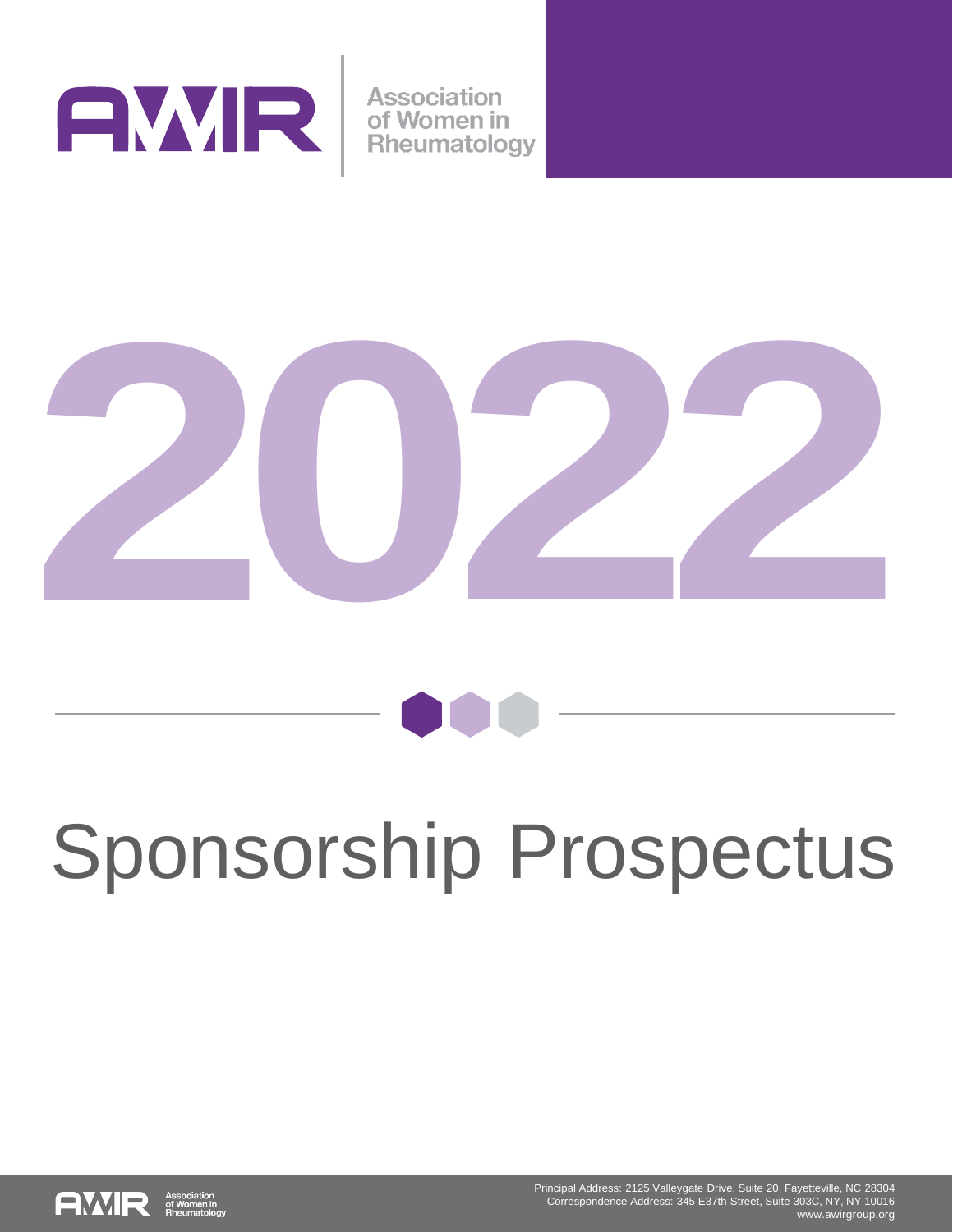AWIR | Association of Women in Rheumatology

# 2022

# Sponsorship Prospectus

Principal Address: 2125 Valleygate Drive, Suite 20, Fayetteville, NC 28304
Correspondence Address: 345 E37th Street, Suite 303C, NY, NY 10016
www.awirgroup.org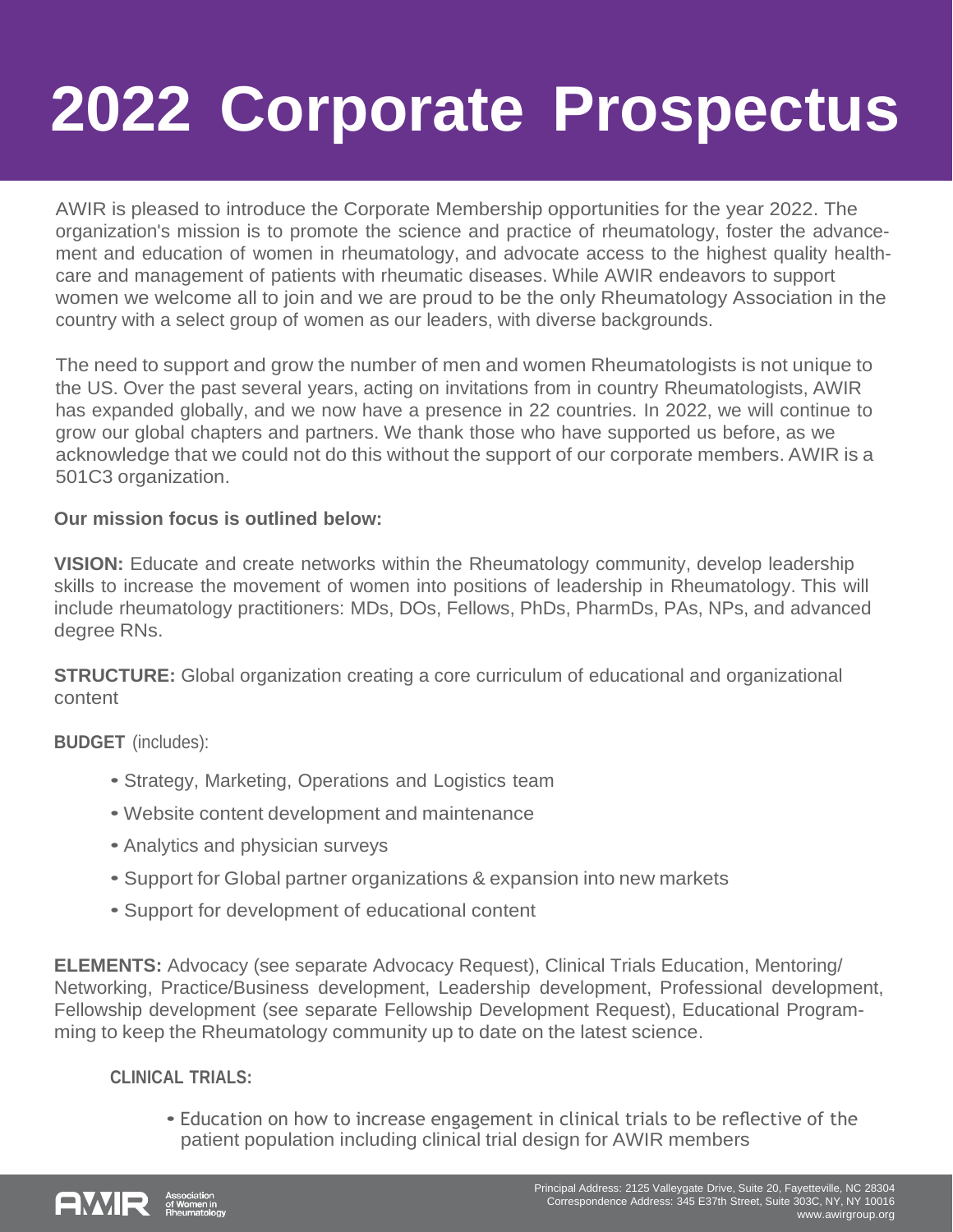# 2022 Corporate Prospectus

AWIR is pleased to introduce the Corporate Membership opportunities for the year 2022. The organization's mission is to promote the science and practice of rheumatology, foster the advancement and education of women in rheumatology, and advocate access to the highest quality healthcare and management of patients with rheumatic diseases. While AWIR endeavors to support women we welcome all to join and we are proud to be the only Rheumatology Association in the country with a select group of women as our leaders, with diverse backgrounds.

The need to support and grow the number of men and women Rheumatologists is not unique to the US. Over the past several years, acting on invitations from in country Rheumatologists, AWIR has expanded globally, and we now have a presence in 22 countries. In 2022, we will continue to grow our global chapters and partners. We thank those who have supported us before, as we acknowledge that we could not do this without the support of our corporate members. AWIR is a 501C3 organization.

**Our mission focus is outlined below:**

**VISION:** Educate and create networks within the Rheumatology community, develop leadership skills to increase the movement of women into positions of leadership in Rheumatology. This will include rheumatology practitioners: MDs, DOs, Fellows, PhDs, PharmDs, PAs, NPs, and advanced degree RNs.

**STRUCTURE:** Global organization creating a core curriculum of educational and organizational content

**BUDGET** (includes):

- Strategy, Marketing, Operations and Logistics team
- Website content development and maintenance
- Analytics and physician surveys
- Support for Global partner organizations & expansion into new markets
- Support for development of educational content

**ELEMENTS:** Advocacy (see separate Advocacy Request), Clinical Trials Education, Mentoring/Networking, Practice/Business development, Leadership development, Professional development, Fellowship development (see separate Fellowship Development Request), Educational Programming to keep the Rheumatology community up to date on the latest science.

**CLINICAL TRIALS:**

- Education on how to increase engagement in clinical trials to be reflective of the patient population including clinical trial design for AWIR members

AWIR Association of Women in Rheumatology

Principal Address: 2125 Valleygate Drive, Suite 20, Fayetteville, NC 28304
Correspondence Address: 345 E37th Street, Suite 303C, NY, NY 10016
www.awirgroup.org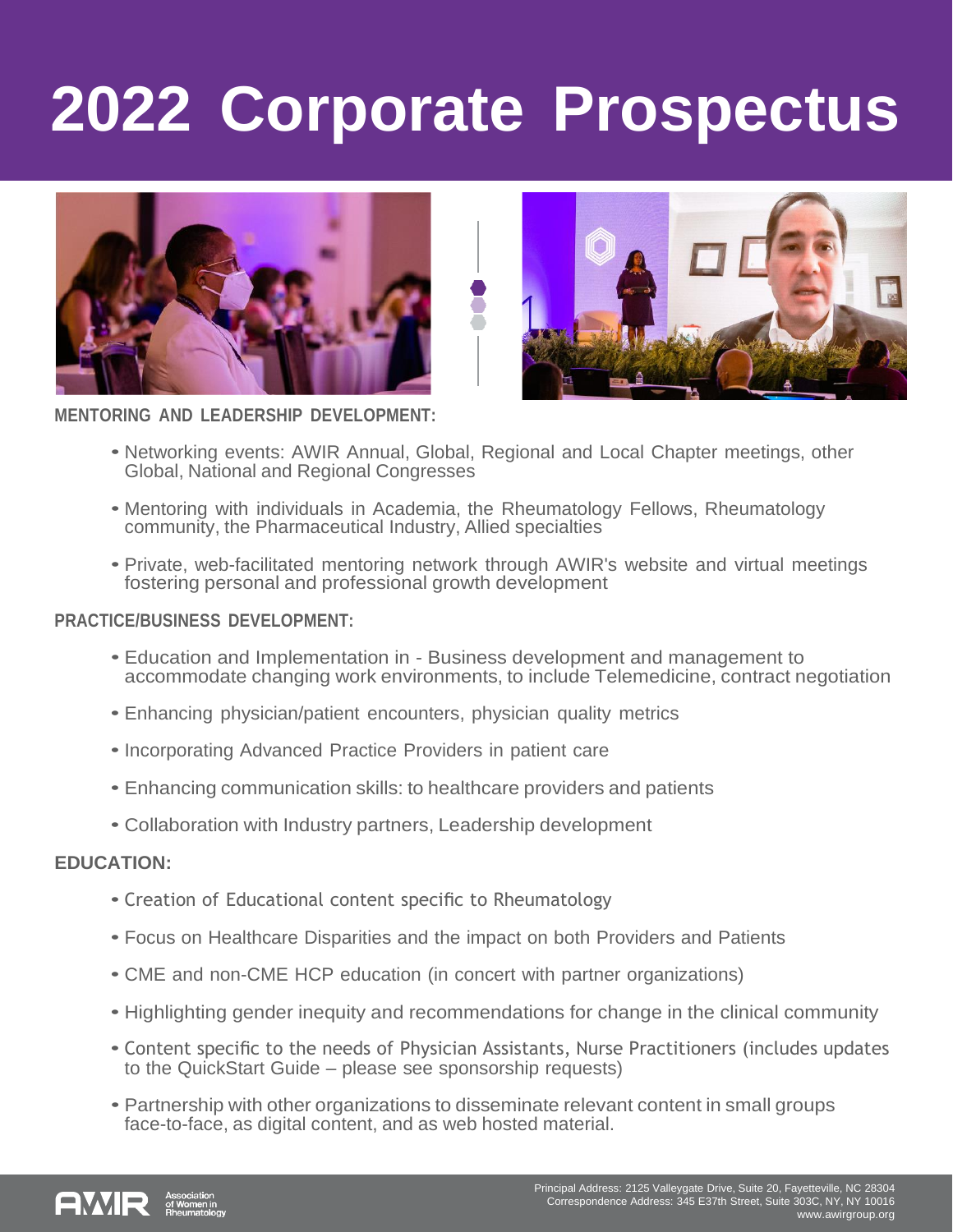# 2022 Corporate Prospectus

**MENTORING AND LEADERSHIP DEVELOPMENT:**

- Networking events: AWIR Annual, Global, Regional and Local Chapter meetings, other Global, National and Regional Congresses
- Mentoring with individuals in Academia, the Rheumatology Fellows, Rheumatology community, the Pharmaceutical Industry, Allied specialties
- Private, web-facilitated mentoring network through AWIR's website and virtual meetings fostering personal and professional growth development

**PRACTICE/BUSINESS DEVELOPMENT:**

- Education and Implementation in - Business development and management to accommodate changing work environments, to include Telemedicine, contract negotiation
- Enhancing physician/patient encounters, physician quality metrics
- Incorporating Advanced Practice Providers in patient care
- Enhancing communication skills: to healthcare providers and patients
- Collaboration with Industry partners, Leadership development

**EDUCATION:**

- Creation of Educational content specific to Rheumatology
- Focus on Healthcare Disparities and the impact on both Providers and Patients
- CME and non-CME HCP education (in concert with partner organizations)
- Highlighting gender inequity and recommendations for change in the clinical community
- Content specific to the needs of Physician Assistants, Nurse Practitioners (includes updates to the QuickStart Guide – please see sponsorship requests)
- Partnership with other organizations to disseminate relevant content in small groups face-to-face, as digital content, and as web hosted material.

AWIR Association of Women in Rheumatology

Principal Address: 2125 Valleygate Drive, Suite 20, Fayetteville, NC 28304
Correspondence Address: 345 E37th Street, Suite 303C, NY, NY 10016
www.awirgroup.org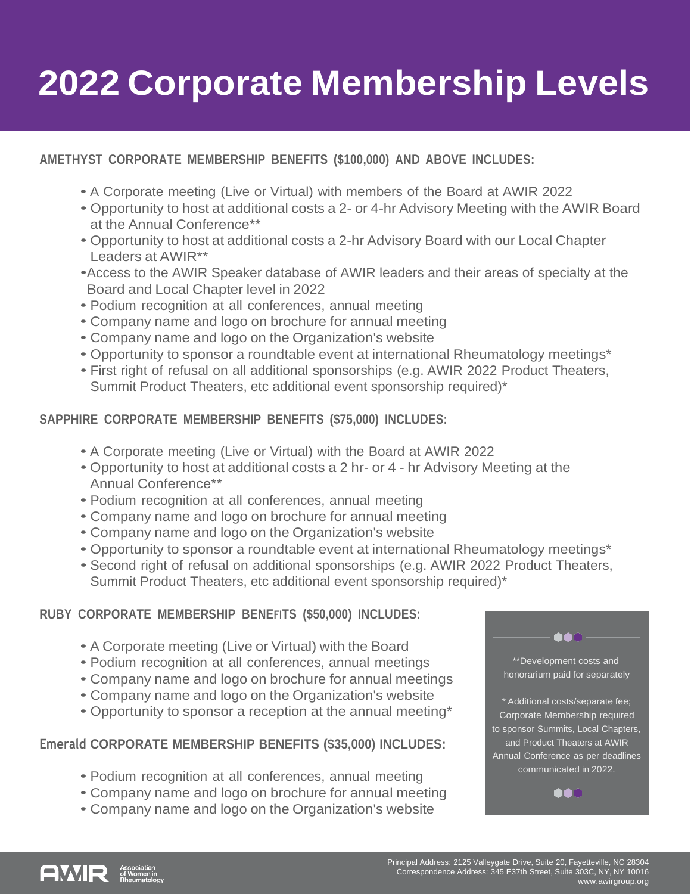# 2022 Corporate Membership Levels

**AMETHYST CORPORATE MEMBERSHIP BENEFITS ($100,000) AND ABOVE INCLUDES:**

- A Corporate meeting (Live or Virtual) with members of the Board at AWIR 2022
- Opportunity to host at additional costs a 2- or 4-hr Advisory Meeting with the AWIR Board at the Annual Conference**
- Opportunity to host at additional costs a 2-hr Advisory Board with our Local Chapter Leaders at AWIR**
- Access to the AWIR Speaker database of AWIR leaders and their areas of specialty at the Board and Local Chapter level in 2022
- Podium recognition at all conferences, annual meeting
- Company name and logo on brochure for annual meeting
- Company name and logo on the Organization's website
- Opportunity to sponsor a roundtable event at international Rheumatology meetings*
- First right of refusal on all additional sponsorships (e.g. AWIR 2022 Product Theaters, Summit Product Theaters, etc additional event sponsorship required)*

**SAPPHIRE CORPORATE MEMBERSHIP BENEFITS ($75,000) INCLUDES:**

- A Corporate meeting (Live or Virtual) with the Board at AWIR 2022
- Opportunity to host at additional costs a 2 hr- or 4 - hr Advisory Meeting at the Annual Conference**
- Podium recognition at all conferences, annual meeting
- Company name and logo on brochure for annual meeting
- Company name and logo on the Organization's website
- Opportunity to sponsor a roundtable event at international Rheumatology meetings*
- Second right of refusal on additional sponsorships (e.g. AWIR 2022 Product Theaters, Summit Product Theaters, etc additional event sponsorship required)*

**RUBY CORPORATE MEMBERSHIP BENEFITS ($50,000) INCLUDES:**

- A Corporate meeting (Live or Virtual) with the Board
- Podium recognition at all conferences, annual meetings
- Company name and logo on brochure for annual meetings
- Company name and logo on the Organization's website
- Opportunity to sponsor a reception at the annual meeting*

**Emerald CORPORATE MEMBERSHIP BENEFITS ($35,000) INCLUDES:**

- Podium recognition at all conferences, annual meeting
- Company name and logo on brochure for annual meeting
- Company name and logo on the Organization's website

**Development costs and honorarium paid for separately

* Additional costs/separate fee; Corporate Membership required to sponsor Summits, Local Chapters, and Product Theaters at AWIR Annual Conference as per deadlines communicated in 2022.

AWIR Association of Women in Rheumatology

Principal Address: 2125 Valleygate Drive, Suite 20, Fayetteville, NC 28304
Correspondence Address: 345 E37th Street, Suite 303C, NY, NY 10016
www.awirgroup.org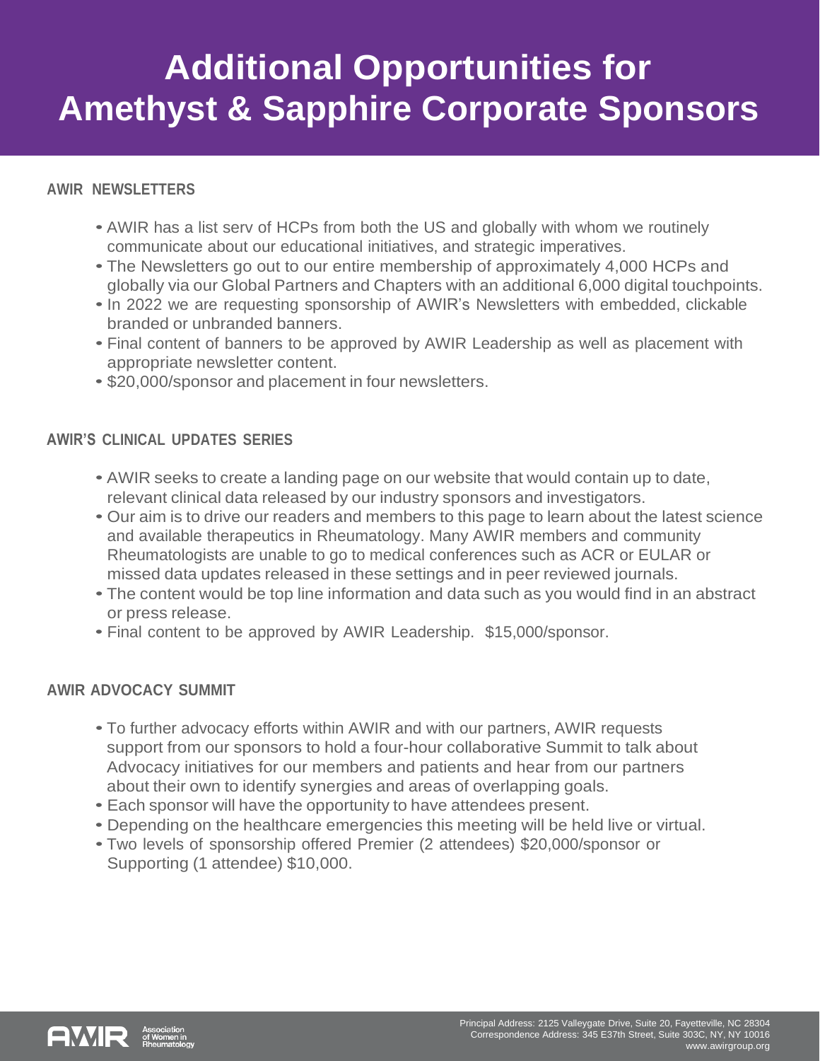# Additional Opportunities for Amethyst & Sapphire Corporate Sponsors

## AWIR NEWSLETTERS

- AWIR has a list serv of HCPs from both the US and globally with whom we routinely communicate about our educational initiatives, and strategic imperatives.
- The Newsletters go out to our entire membership of approximately 4,000 HCPs and globally via our Global Partners and Chapters with an additional 6,000 digital touchpoints.
- In 2022 we are requesting sponsorship of AWIR's Newsletters with embedded, clickable branded or unbranded banners.
- Final content of banners to be approved by AWIR Leadership as well as placement with appropriate newsletter content.
- $20,000/sponsor and placement in four newsletters.

## AWIR'S CLINICAL UPDATES SERIES

- AWIR seeks to create a landing page on our website that would contain up to date, relevant clinical data released by our industry sponsors and investigators.
- Our aim is to drive our readers and members to this page to learn about the latest science and available therapeutics in Rheumatology. Many AWIR members and community Rheumatologists are unable to go to medical conferences such as ACR or EULAR or missed data updates released in these settings and in peer reviewed journals.
- The content would be top line information and data such as you would find in an abstract or press release.
- Final content to be approved by AWIR Leadership. $15,000/sponsor.

## AWIR ADVOCACY SUMMIT

- To further advocacy efforts within AWIR and with our partners, AWIR requests support from our sponsors to hold a four-hour collaborative Summit to talk about Advocacy initiatives for our members and patients and hear from our partners about their own to identify synergies and areas of overlapping goals.
- Each sponsor will have the opportunity to have attendees present.
- Depending on the healthcare emergencies this meeting will be held live or virtual.
- Two levels of sponsorship offered Premier (2 attendees) $20,000/sponsor or Supporting (1 attendee) $10,000.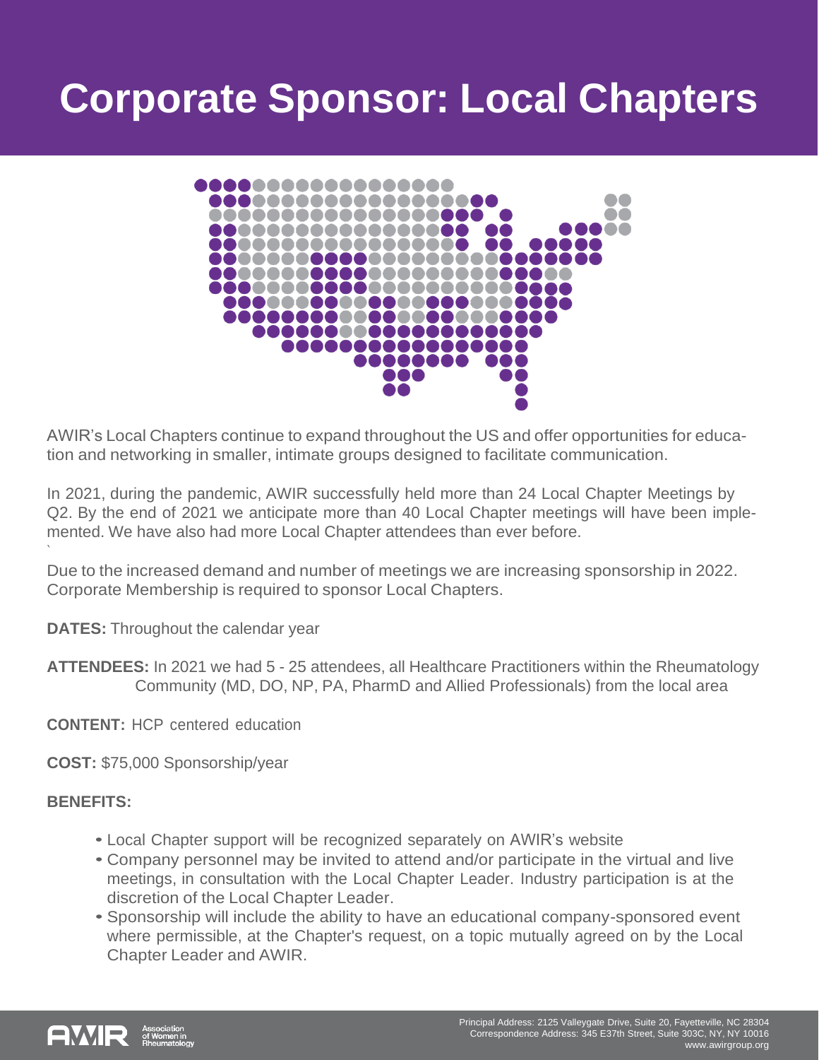# Corporate Sponsor: Local Chapters

AWIR's Local Chapters continue to expand throughout the US and offer opportunities for education and networking in smaller, intimate groups designed to facilitate communication.

In 2021, during the pandemic, AWIR successfully held more than 24 Local Chapter Meetings by Q2. By the end of 2021 we anticipate more than 40 Local Chapter meetings will have been implemented. We have also had more Local Chapter attendees than ever before.

Due to the increased demand and number of meetings we are increasing sponsorship in 2022. Corporate Membership is required to sponsor Local Chapters.

**DATES:** Throughout the calendar year

**ATTENDEES:** In 2021 we had 5 - 25 attendees, all Healthcare Practitioners within the Rheumatology Community (MD, DO, NP, PA, PharmD and Allied Professionals) from the local area

**CONTENT:** HCP centered education

**COST:** $75,000 Sponsorship/year

**BENEFITS:**

- Local Chapter support will be recognized separately on AWIR's website
- Company personnel may be invited to attend and/or participate in the virtual and live meetings, in consultation with the Local Chapter Leader. Industry participation is at the discretion of the Local Chapter Leader.
- Sponsorship will include the ability to have an educational company-sponsored event where permissible, at the Chapter's request, on a topic mutually agreed on by the Local Chapter Leader and AWIR.

AWIR Association of Women in Rheumatology

Principal Address: 2125 Valleygate Drive, Suite 20, Fayetteville, NC 28304
Correspondence Address: 345 E37th Street, Suite 303C, NY, NY 10016
www.awirgroup.org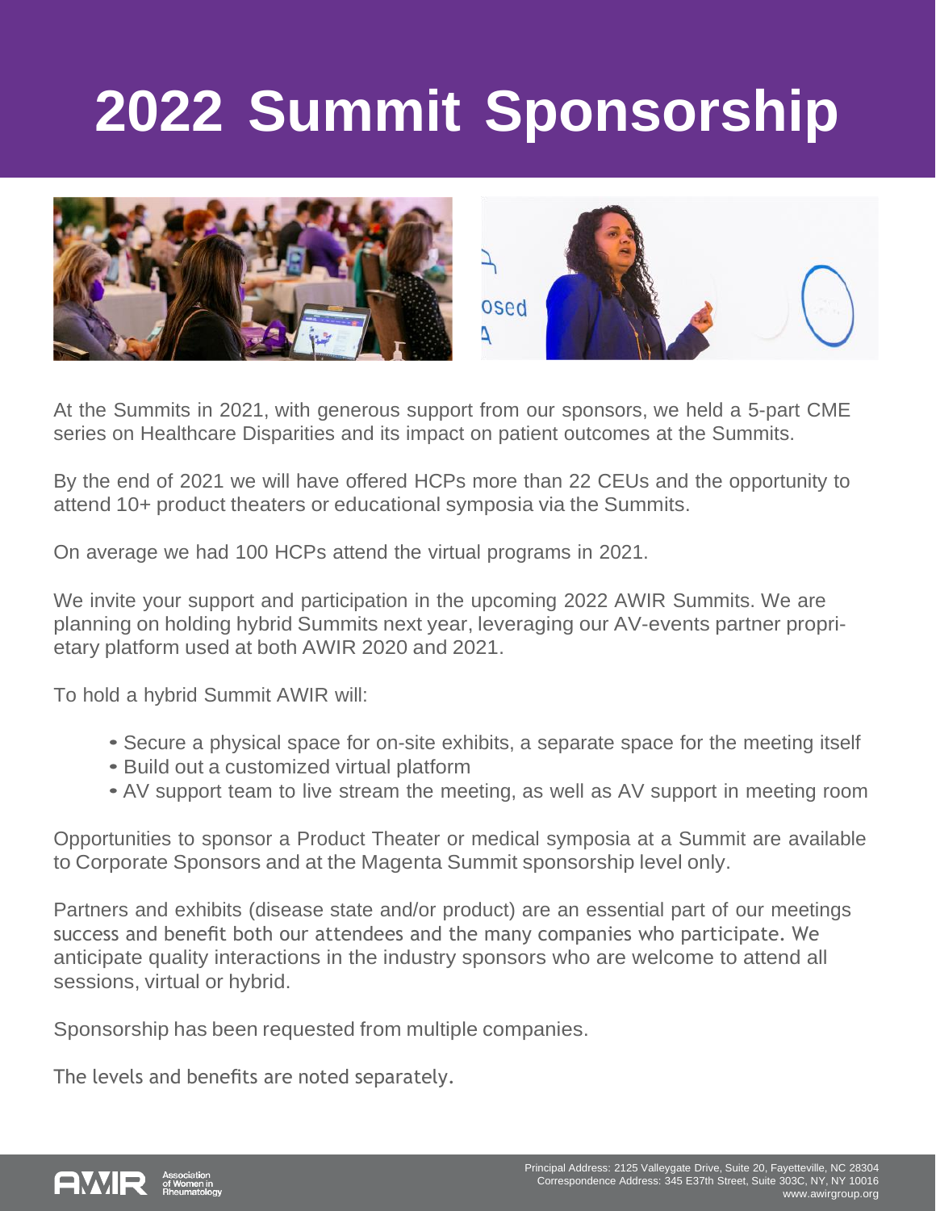# 2022 Summit Sponsorship

At the Summits in 2021, with generous support from our sponsors, we held a 5-part CME series on Healthcare Disparities and its impact on patient outcomes at the Summits.

By the end of 2021 we will have offered HCPs more than 22 CEUs and the opportunity to attend 10+ product theaters or educational symposia via the Summits.

On average we had 100 HCPs attend the virtual programs in 2021.

We invite your support and participation in the upcoming 2022 AWIR Summits. We are planning on holding hybrid Summits next year, leveraging our AV-events partner proprietary platform used at both AWIR 2020 and 2021.

To hold a hybrid Summit AWIR will:

- Secure a physical space for on-site exhibits, a separate space for the meeting itself
- Build out a customized virtual platform
- AV support team to live stream the meeting, as well as AV support in meeting room

Opportunities to sponsor a Product Theater or medical symposia at a Summit are available to Corporate Sponsors and at the Magenta Summit sponsorship level only.

Partners and exhibits (disease state and/or product) are an essential part of our meetings success and benefit both our attendees and the many companies who participate. We anticipate quality interactions in the industry sponsors who are welcome to attend all sessions, virtual or hybrid.

Sponsorship has been requested from multiple companies.

The levels and benefits are noted separately.

AWIR Association of Women in Rheumatology

Principal Address: 2125 Valleygate Drive, Suite 20, Fayetteville, NC 28304
Correspondence Address: 345 E37th Street, Suite 303C, NY, NY 10016
www.awirgroup.org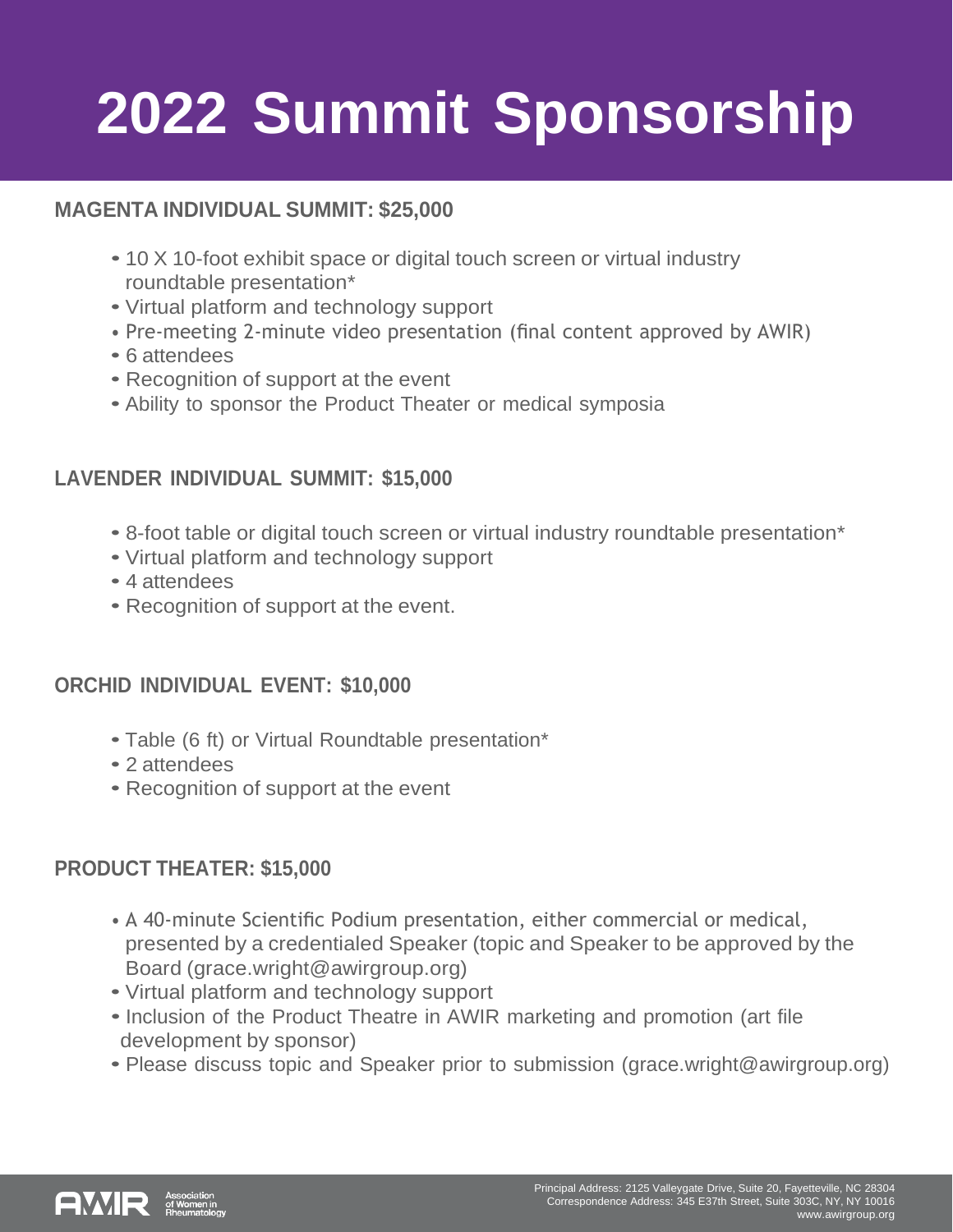# 2022 Summit Sponsorship

## MAGENTA INDIVIDUAL SUMMIT: $25,000

- 10 X 10-foot exhibit space or digital touch screen or virtual industry roundtable presentation*
- Virtual platform and technology support
- Pre-meeting 2-minute video presentation (final content approved by AWIR)
- 6 attendees
- Recognition of support at the event
- Ability to sponsor the Product Theater or medical symposia

## LAVENDER INDIVIDUAL SUMMIT: $15,000

- 8-foot table or digital touch screen or virtual industry roundtable presentation*
- Virtual platform and technology support
- 4 attendees
- Recognition of support at the event.

## ORCHID INDIVIDUAL EVENT: $10,000

- Table (6 ft) or Virtual Roundtable presentation*
- 2 attendees
- Recognition of support at the event

## PRODUCT THEATER: $15,000

- A 40-minute Scientific Podium presentation, either commercial or medical, presented by a credentialed Speaker (topic and Speaker to be approved by the Board (grace.wright@awirgroup.org)
- Virtual platform and technology support
- Inclusion of the Product Theatre in AWIR marketing and promotion (art file development by sponsor)
- Please discuss topic and Speaker prior to submission (grace.wright@awirgroup.org)

AWIR Association of Women in Rheumatology

Principal Address: 2125 Valleygate Drive, Suite 20, Fayetteville, NC 28304
Correspondence Address: 345 E37th Street, Suite 303C, NY, NY 10016
www.awirgroup.org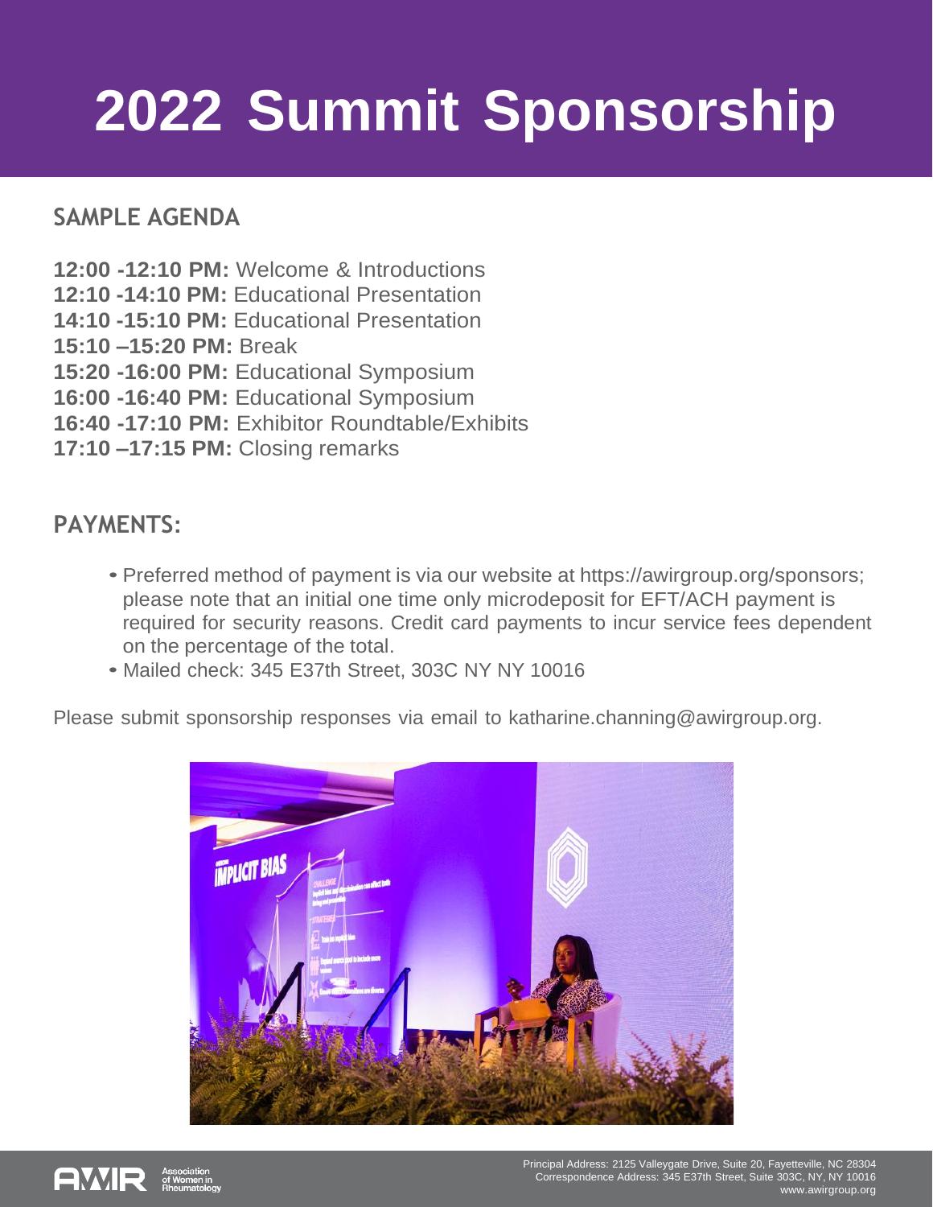# 2022 Summit Sponsorship

## SAMPLE AGENDA

**12:00 -12:10 PM:** Welcome & Introductions
**12:10 -14:10 PM:** Educational Presentation
**14:10 -15:10 PM:** Educational Presentation
**15:10 –15:20 PM:** Break
**15:20 -16:00 PM:** Educational Symposium
**16:00 -16:40 PM:** Educational Symposium
**16:40 -17:10 PM:** Exhibitor Roundtable/Exhibits
**17:10 –17:15 PM:** Closing remarks

## PAYMENTS:

- Preferred method of payment is via our website at https://awirgroup.org/sponsors; please note that an initial one time only microdeposit for EFT/ACH payment is required for security reasons. Credit card payments to incur service fees dependent on the percentage of the total.
- Mailed check: 345 E37th Street, 303C NY NY 10016

Please submit sponsorship responses via email to katharine.channing@awirgroup.org.

Principal Address: 2125 Valleygate Drive, Suite 20, Fayetteville, NC 28304
Correspondence Address: 345 E37th Street, Suite 303C, NY, NY 10016
www.awirgroup.org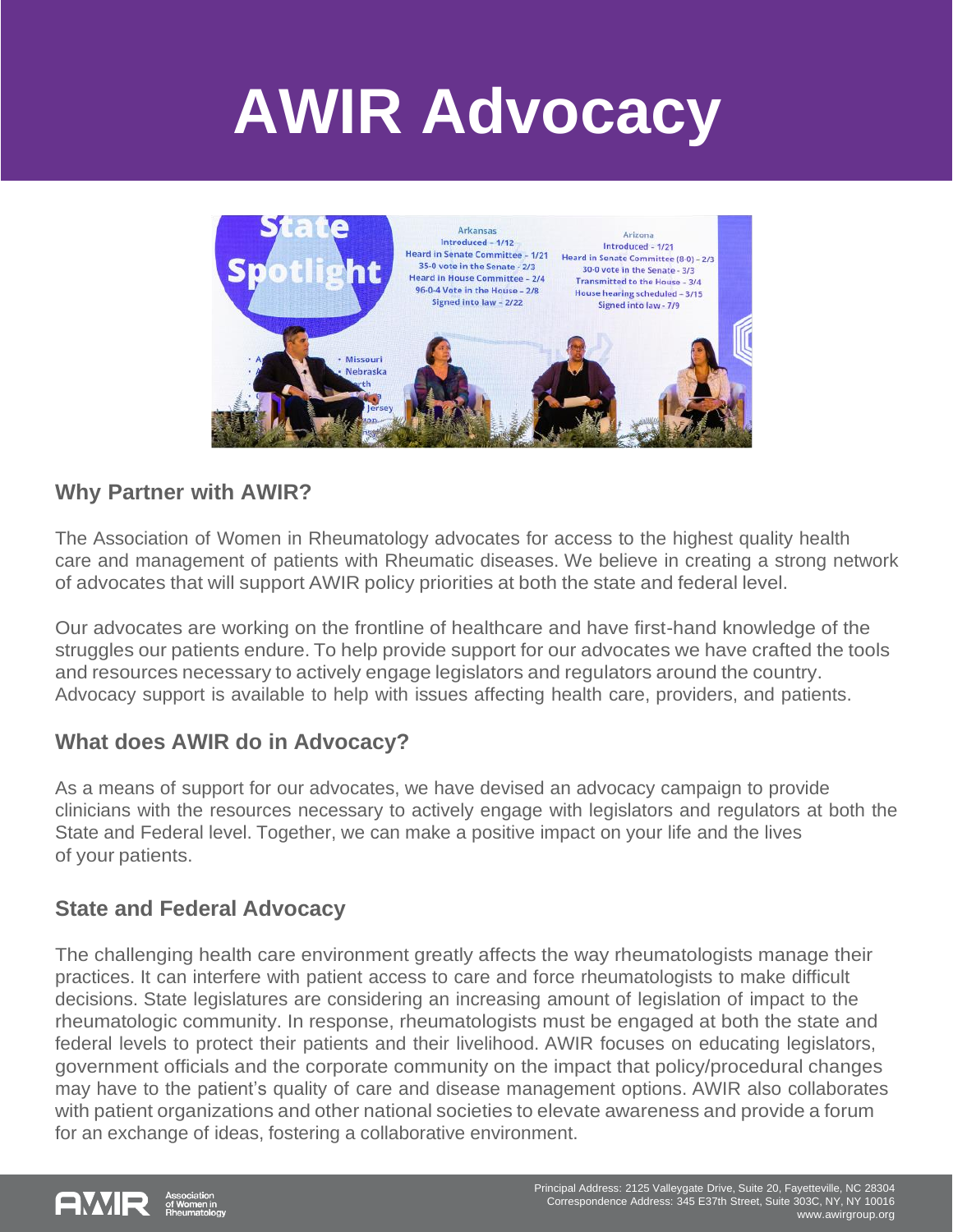# AWIR Advocacy

## Why Partner with AWIR?

The Association of Women in Rheumatology advocates for access to the highest quality health care and management of patients with Rheumatic diseases. We believe in creating a strong network of advocates that will support AWIR policy priorities at both the state and federal level.

Our advocates are working on the frontline of healthcare and have first-hand knowledge of the struggles our patients endure. To help provide support for our advocates we have crafted the tools and resources necessary to actively engage legislators and regulators around the country. Advocacy support is available to help with issues affecting health care, providers, and patients.

## What does AWIR do in Advocacy?

As a means of support for our advocates, we have devised an advocacy campaign to provide clinicians with the resources necessary to actively engage with legislators and regulators at both the State and Federal level. Together, we can make a positive impact on your life and the lives of your patients.

## State and Federal Advocacy

The challenging health care environment greatly affects the way rheumatologists manage their practices. It can interfere with patient access to care and force rheumatologists to make difficult decisions. State legislatures are considering an increasing amount of legislation of impact to the rheumatologic community. In response, rheumatologists must be engaged at both the state and federal levels to protect their patients and their livelihood. AWIR focuses on educating legislators, government officials and the corporate community on the impact that policy/procedural changes may have to the patient's quality of care and disease management options. AWIR also collaborates with patient organizations and other national societies to elevate awareness and provide a forum for an exchange of ideas, fostering a collaborative environment.

Principal Address: 2125 Valleygate Drive, Suite 20, Fayetteville, NC 28304
Correspondence Address: 345 E37th Street, Suite 303C, NY, NY 10016
www.awirgroup.org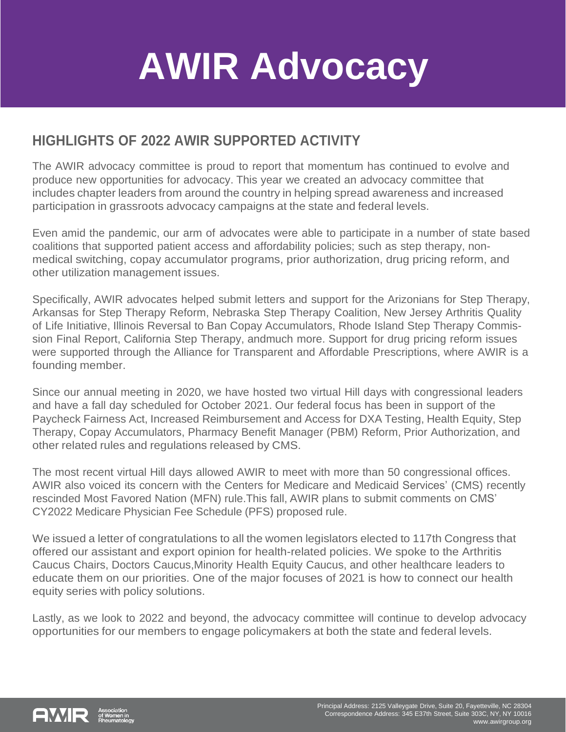# AWIR Advocacy

## HIGHLIGHTS OF 2022 AWIR SUPPORTED ACTIVITY

The AWIR advocacy committee is proud to report that momentum has continued to evolve and produce new opportunities for advocacy. This year we created an advocacy committee that includes chapter leaders from around the country in helping spread awareness and increased participation in grassroots advocacy campaigns at the state and federal levels.

Even amid the pandemic, our arm of advocates were able to participate in a number of state based coalitions that supported patient access and affordability policies; such as step therapy, non-medical switching, copay accumulator programs, prior authorization, drug pricing reform, and other utilization management issues.

Specifically, AWIR advocates helped submit letters and support for the Arizonians for Step Therapy, Arkansas for Step Therapy Reform, Nebraska Step Therapy Coalition, New Jersey Arthritis Quality of Life Initiative, Illinois Reversal to Ban Copay Accumulators, Rhode Island Step Therapy Commission Final Report, California Step Therapy, andmuch more. Support for drug pricing reform issues were supported through the Alliance for Transparent and Affordable Prescriptions, where AWIR is a founding member.

Since our annual meeting in 2020, we have hosted two virtual Hill days with congressional leaders and have a fall day scheduled for October 2021. Our federal focus has been in support of the Paycheck Fairness Act, Increased Reimbursement and Access for DXA Testing, Health Equity, Step Therapy, Copay Accumulators, Pharmacy Benefit Manager (PBM) Reform, Prior Authorization, and other related rules and regulations released by CMS.

The most recent virtual Hill days allowed AWIR to meet with more than 50 congressional offices. AWIR also voiced its concern with the Centers for Medicare and Medicaid Services' (CMS) recently rescinded Most Favored Nation (MFN) rule.This fall, AWIR plans to submit comments on CMS' CY2022 Medicare Physician Fee Schedule (PFS) proposed rule.

We issued a letter of congratulations to all the women legislators elected to 117th Congress that offered our assistant and export opinion for health-related policies. We spoke to the Arthritis Caucus Chairs, Doctors Caucus,Minority Health Equity Caucus, and other healthcare leaders to educate them on our priorities. One of the major focuses of 2021 is how to connect our health equity series with policy solutions.

Lastly, as we look to 2022 and beyond, the advocacy committee will continue to develop advocacy opportunities for our members to engage policymakers at both the state and federal levels.

AWIR Association of Women in Rheumatology

Principal Address: 2125 Valleygate Drive, Suite 20, Fayetteville, NC 28304
Correspondence Address: 345 E37th Street, Suite 303C, NY, NY 10016
www.awirgroup.org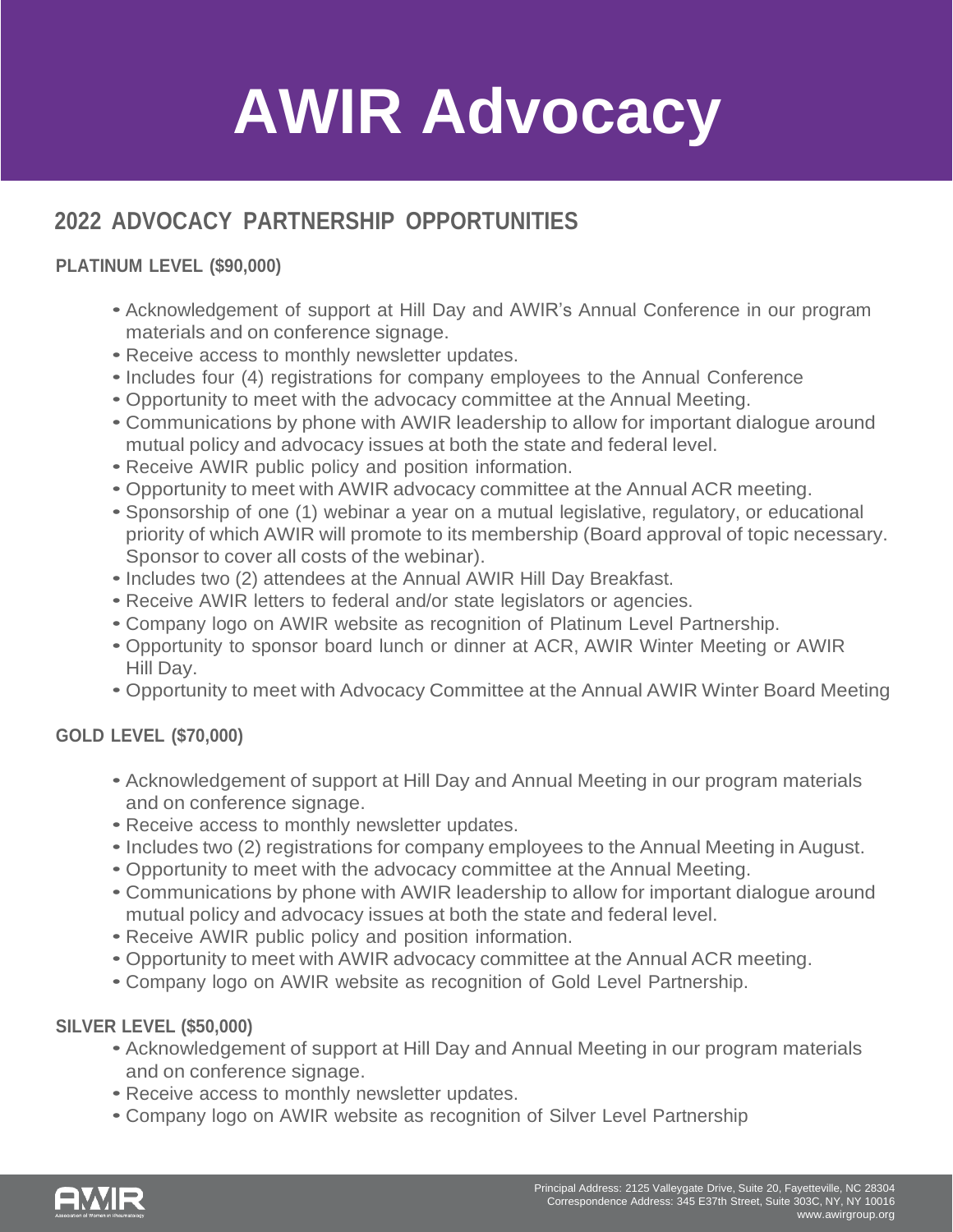# AWIR Advocacy

## 2022 ADVOCACY PARTNERSHIP OPPORTUNITIES

### PLATINUM LEVEL ($90,000)

- Acknowledgement of support at Hill Day and AWIR's Annual Conference in our program materials and on conference signage.
- Receive access to monthly newsletter updates.
- Includes four (4) registrations for company employees to the Annual Conference
- Opportunity to meet with the advocacy committee at the Annual Meeting.
- Communications by phone with AWIR leadership to allow for important dialogue around mutual policy and advocacy issues at both the state and federal level.
- Receive AWIR public policy and position information.
- Opportunity to meet with AWIR advocacy committee at the Annual ACR meeting.
- Sponsorship of one (1) webinar a year on a mutual legislative, regulatory, or educational priority of which AWIR will promote to its membership (Board approval of topic necessary. Sponsor to cover all costs of the webinar).
- Includes two (2) attendees at the Annual AWIR Hill Day Breakfast.
- Receive AWIR letters to federal and/or state legislators or agencies.
- Company logo on AWIR website as recognition of Platinum Level Partnership.
- Opportunity to sponsor board lunch or dinner at ACR, AWIR Winter Meeting or AWIR Hill Day.
- Opportunity to meet with Advocacy Committee at the Annual AWIR Winter Board Meeting

### GOLD LEVEL ($70,000)

- Acknowledgement of support at Hill Day and Annual Meeting in our program materials and on conference signage.
- Receive access to monthly newsletter updates.
- Includes two (2) registrations for company employees to the Annual Meeting in August.
- Opportunity to meet with the advocacy committee at the Annual Meeting.
- Communications by phone with AWIR leadership to allow for important dialogue around mutual policy and advocacy issues at both the state and federal level.
- Receive AWIR public policy and position information.
- Opportunity to meet with AWIR advocacy committee at the Annual ACR meeting.
- Company logo on AWIR website as recognition of Gold Level Partnership.

### SILVER LEVEL ($50,000)

- Acknowledgement of support at Hill Day and Annual Meeting in our program materials and on conference signage.
- Receive access to monthly newsletter updates.
- Company logo on AWIR website as recognition of Silver Level Partnership

AWIR Association of Women in Rheumatology

Principal Address: 2125 Valleygate Drive, Suite 20, Fayetteville, NC 28304
Correspondence Address: 345 E37th Street, Suite 303C, NY, NY 10016
www.awirgroup.org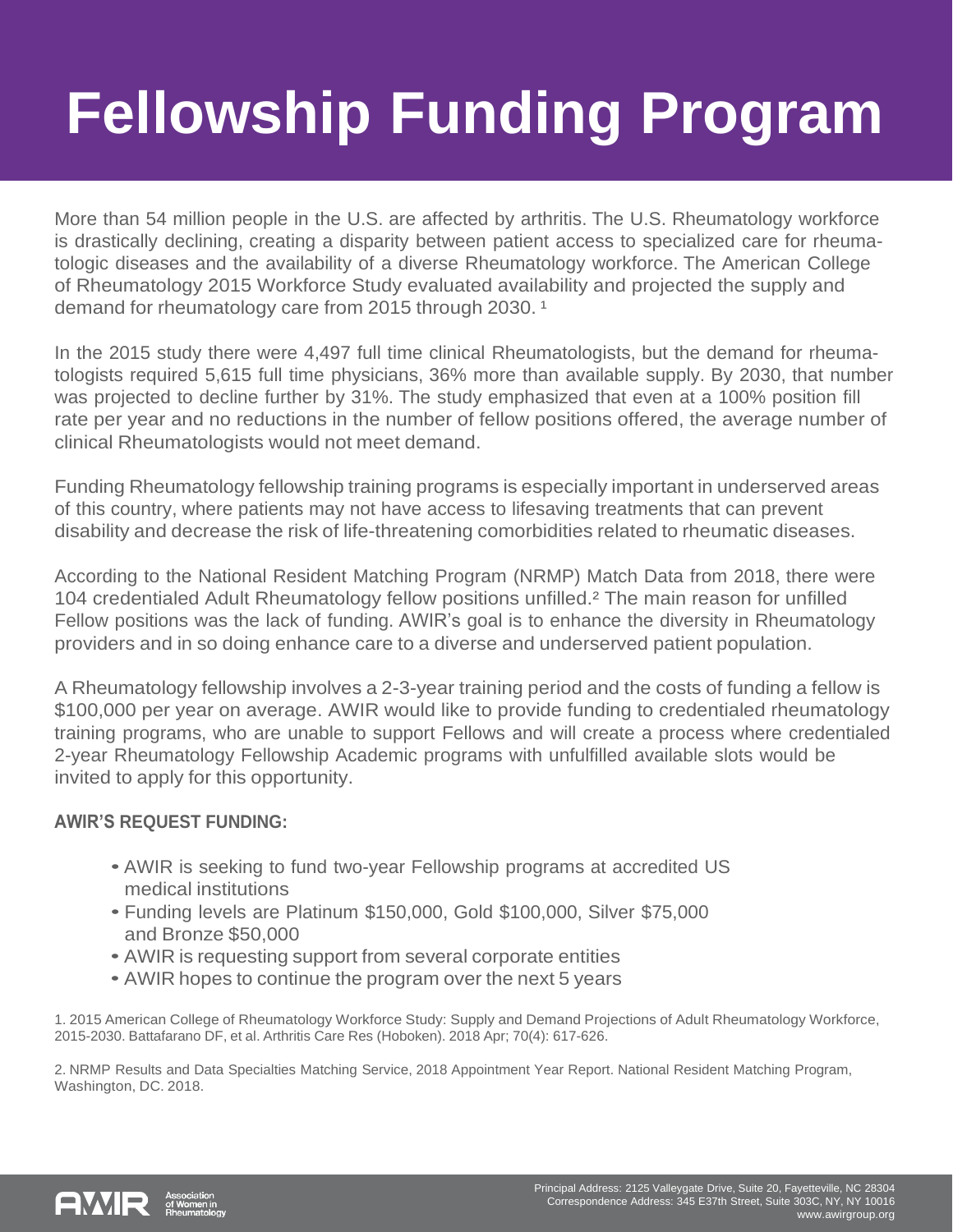# Fellowship Funding Program

More than 54 million people in the U.S. are affected by arthritis. The U.S. Rheumatology workforce is drastically declining, creating a disparity between patient access to specialized care for rheumatologic diseases and the availability of a diverse Rheumatology workforce. The American College of Rheumatology 2015 Workforce Study evaluated availability and projected the supply and demand for rheumatology care from 2015 through 2030. [1]

In the 2015 study there were 4,497 full time clinical Rheumatologists, but the demand for rheumatologists required 5,615 full time physicians, 36% more than available supply. By 2030, that number was projected to decline further by 31%. The study emphasized that even at a 100% position fill rate per year and no reductions in the number of fellow positions offered, the average number of clinical Rheumatologists would not meet demand.

Funding Rheumatology fellowship training programs is especially important in underserved areas of this country, where patients may not have access to lifesaving treatments that can prevent disability and decrease the risk of life-threatening comorbidities related to rheumatic diseases.

According to the National Resident Matching Program (NRMP) Match Data from 2018, there were 104 credentialed Adult Rheumatology fellow positions unfilled.[2] The main reason for unfilled Fellow positions was the lack of funding. AWIR's goal is to enhance the diversity in Rheumatology providers and in so doing enhance care to a diverse and underserved patient population.

A Rheumatology fellowship involves a 2-3-year training period and the costs of funding a fellow is $100,000 per year on average. AWIR would like to provide funding to credentialed rheumatology training programs, who are unable to support Fellows and will create a process where credentialed 2-year Rheumatology Fellowship Academic programs with unfulfilled available slots would be invited to apply for this opportunity.

**AWIR'S REQUEST FUNDING:**

- AWIR is seeking to fund two-year Fellowship programs at accredited US medical institutions
- Funding levels are Platinum $150,000, Gold $100,000, Silver $75,000 and Bronze $50,000
- AWIR is requesting support from several corporate entities
- AWIR hopes to continue the program over the next 5 years

1. 2015 American College of Rheumatology Workforce Study: Supply and Demand Projections of Adult Rheumatology Workforce, 2015-2030. Battafarano DF, et al. Arthritis Care Res (Hoboken). 2018 Apr; 70(4): 617-626.

2. NRMP Results and Data Specialties Matching Service, 2018 Appointment Year Report. National Resident Matching Program, Washington, DC. 2018.

AWIR Association of Women in Rheumatology

Principal Address: 2125 Valleygate Drive, Suite 20, Fayetteville, NC 28304
Correspondence Address: 345 E37th Street, Suite 303C, NY, NY 10016
www.awirgroup.org